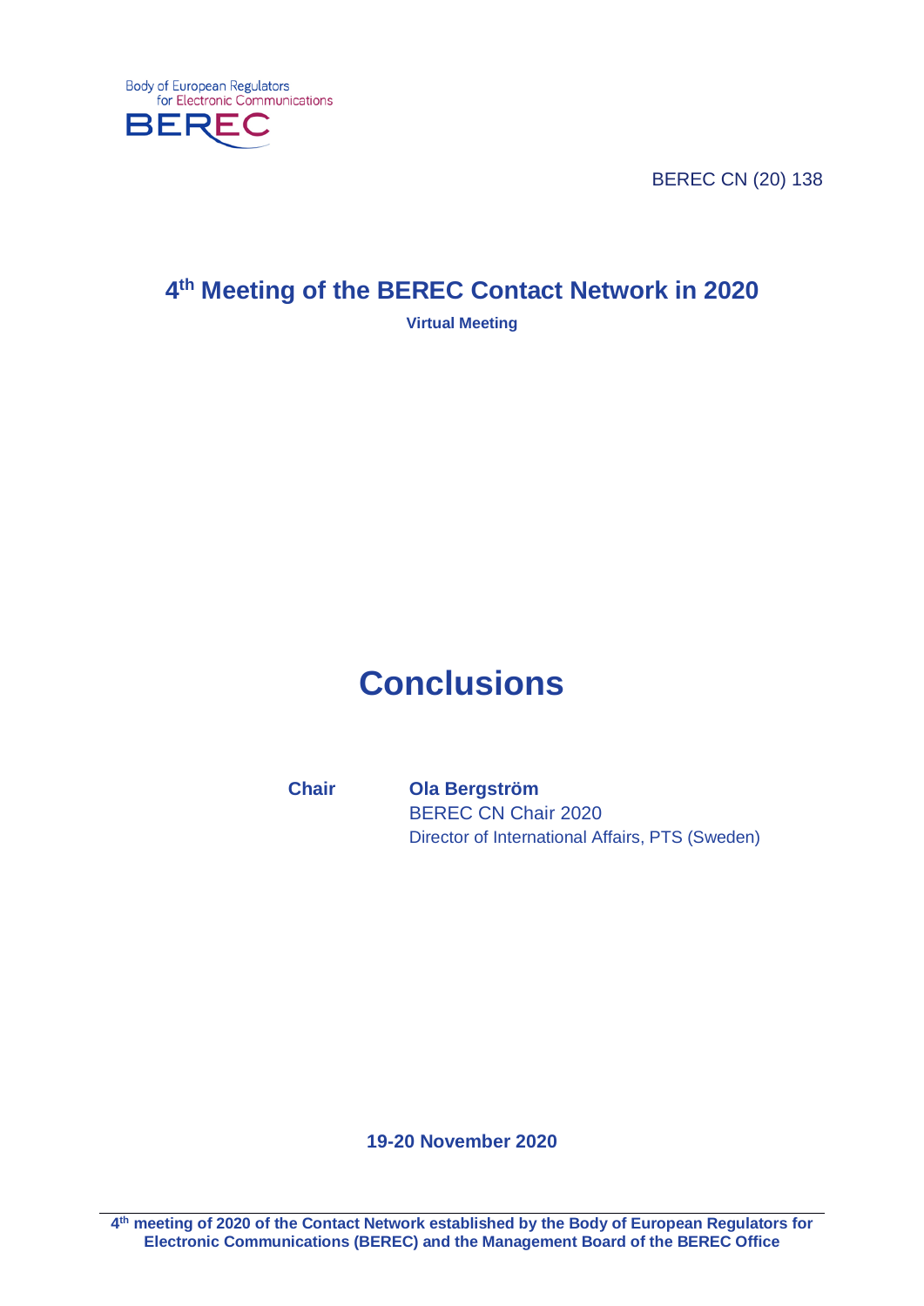Body of European Regulators for Electronic Communications

BEREC

BEREC CN (20) 138

# 4th Meeting of the BEREC Contact Network in 2020

**Virtual Meeting**

# Conclusions

**Chair** **Ola Bergström**
BEREC CN Chair 2020
Director of International Affairs, PTS (Sweden)

**19-20 November 2020**

**4th meeting of 2020 of the Contact Network established by the Body of European Regulators for Electronic Communications (BEREC) and the Management Board of the BEREC Office**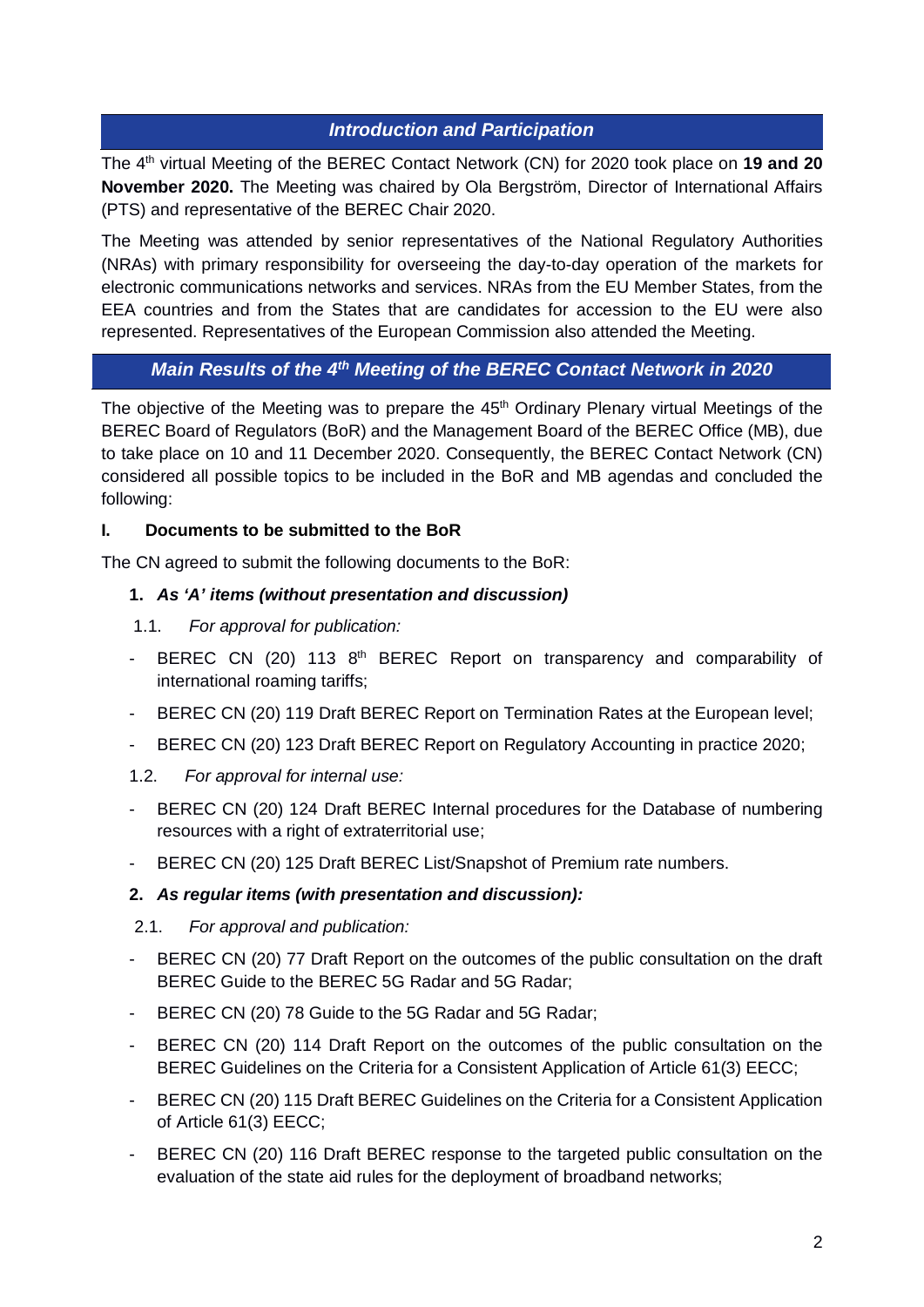## *Introduction and Participation*

The 4th virtual Meeting of the BEREC Contact Network (CN) for 2020 took place on **19 and 20 November 2020.** The Meeting was chaired by Ola Bergström, Director of International Affairs (PTS) and representative of the BEREC Chair 2020.

The Meeting was attended by senior representatives of the National Regulatory Authorities (NRAs) with primary responsibility for overseeing the day-to-day operation of the markets for electronic communications networks and services. NRAs from the EU Member States, from the EEA countries and from the States that are candidates for accession to the EU were also represented. Representatives of the European Commission also attended the Meeting.

## *Main Results of the 4th Meeting of the BEREC Contact Network in 2020*

The objective of the Meeting was to prepare the 45th Ordinary Plenary virtual Meetings of the BEREC Board of Regulators (BoR) and the Management Board of the BEREC Office (MB), due to take place on 10 and 11 December 2020. Consequently, the BEREC Contact Network (CN) considered all possible topics to be included in the BoR and MB agendas and concluded the following:

### I. Documents to be submitted to the BoR

The CN agreed to submit the following documents to the BoR:

1. ***As 'A' items (without presentation and discussion)***

1.1. *For approval for publication:*

- BEREC CN (20) 113 8th BEREC Report on transparency and comparability of international roaming tariffs;
- BEREC CN (20) 119 Draft BEREC Report on Termination Rates at the European level;
- BEREC CN (20) 123 Draft BEREC Report on Regulatory Accounting in practice 2020;

1.2. *For approval for internal use:*

- BEREC CN (20) 124 Draft BEREC Internal procedures for the Database of numbering resources with a right of extraterritorial use;
- BEREC CN (20) 125 Draft BEREC List/Snapshot of Premium rate numbers.

2. ***As regular items (with presentation and discussion):***

2.1. *For approval and publication:*

- BEREC CN (20) 77 Draft Report on the outcomes of the public consultation on the draft BEREC Guide to the BEREC 5G Radar and 5G Radar;
- BEREC CN (20) 78 Guide to the 5G Radar and 5G Radar;
- BEREC CN (20) 114 Draft Report on the outcomes of the public consultation on the BEREC Guidelines on the Criteria for a Consistent Application of Article 61(3) EECC;
- BEREC CN (20) 115 Draft BEREC Guidelines on the Criteria for a Consistent Application of Article 61(3) EECC;
- BEREC CN (20) 116 Draft BEREC response to the targeted public consultation on the evaluation of the state aid rules for the deployment of broadband networks;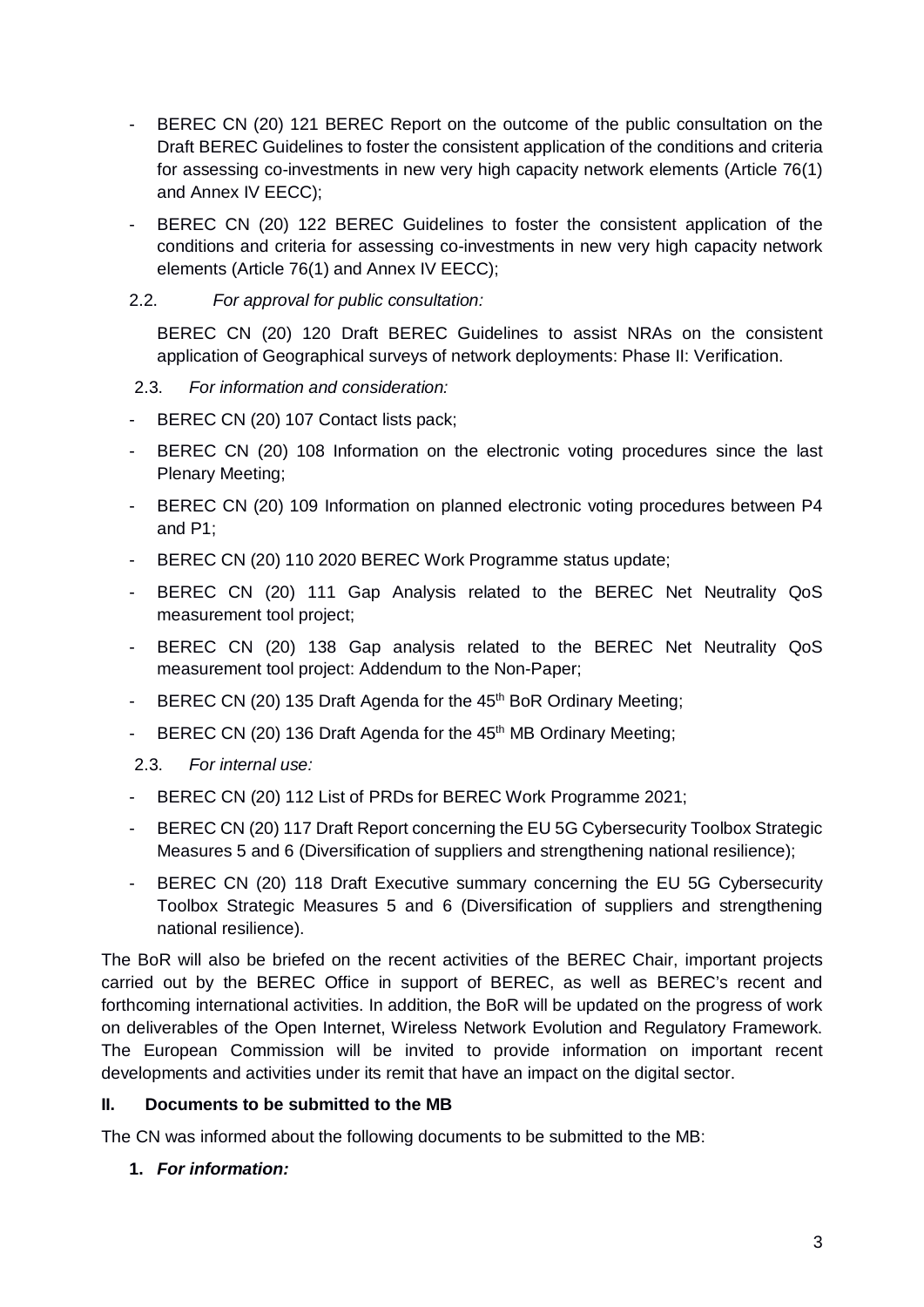- BEREC CN (20) 121 BEREC Report on the outcome of the public consultation on the Draft BEREC Guidelines to foster the consistent application of the conditions and criteria for assessing co-investments in new very high capacity network elements (Article 76(1) and Annex IV EECC);
- BEREC CN (20) 122 BEREC Guidelines to foster the consistent application of the conditions and criteria for assessing co-investments in new very high capacity network elements (Article 76(1) and Annex IV EECC);

2.2. *For approval for public consultation:*

BEREC CN (20) 120 Draft BEREC Guidelines to assist NRAs on the consistent application of Geographical surveys of network deployments: Phase II: Verification.

2.3. *For information and consideration:*

- BEREC CN (20) 107 Contact lists pack;
- BEREC CN (20) 108 Information on the electronic voting procedures since the last Plenary Meeting;
- BEREC CN (20) 109 Information on planned electronic voting procedures between P4 and P1;
- BEREC CN (20) 110 2020 BEREC Work Programme status update;
- BEREC CN (20) 111 Gap Analysis related to the BEREC Net Neutrality QoS measurement tool project;
- BEREC CN (20) 138 Gap analysis related to the BEREC Net Neutrality QoS measurement tool project: Addendum to the Non-Paper;
- BEREC CN (20) 135 Draft Agenda for the 45th BoR Ordinary Meeting;
- BEREC CN (20) 136 Draft Agenda for the 45th MB Ordinary Meeting;

2.3. *For internal use:*

- BEREC CN (20) 112 List of PRDs for BEREC Work Programme 2021;
- BEREC CN (20) 117 Draft Report concerning the EU 5G Cybersecurity Toolbox Strategic Measures 5 and 6 (Diversification of suppliers and strengthening national resilience);
- BEREC CN (20) 118 Draft Executive summary concerning the EU 5G Cybersecurity Toolbox Strategic Measures 5 and 6 (Diversification of suppliers and strengthening national resilience).

The BoR will also be briefed on the recent activities of the BEREC Chair, important projects carried out by the BEREC Office in support of BEREC, as well as BEREC's recent and forthcoming international activities. In addition, the BoR will be updated on the progress of work on deliverables of the Open Internet, Wireless Network Evolution and Regulatory Framework. The European Commission will be invited to provide information on important recent developments and activities under its remit that have an impact on the digital sector.

## II. Documents to be submitted to the MB

The CN was informed about the following documents to be submitted to the MB:

1. ***For information:***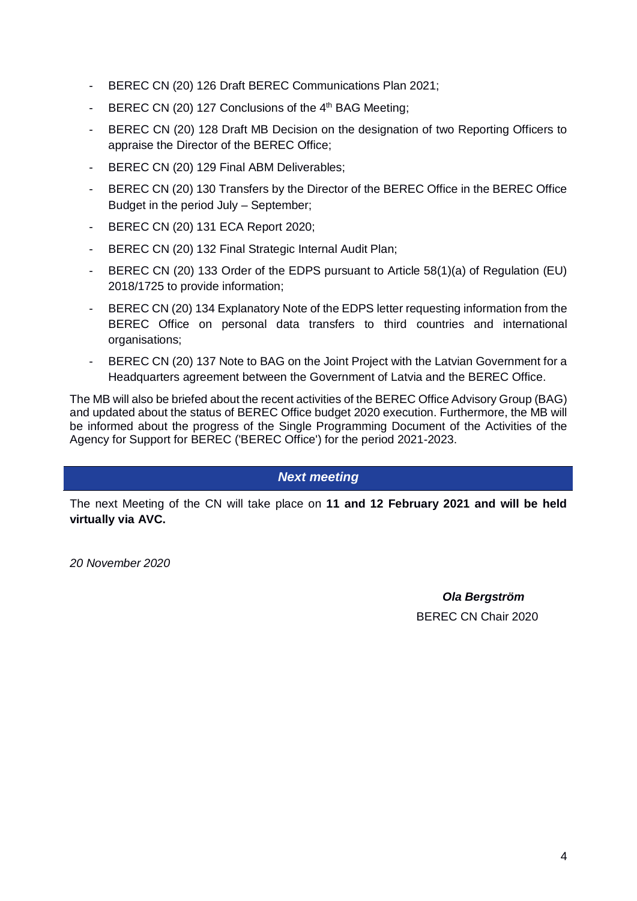- BEREC CN (20) 126 Draft BEREC Communications Plan 2021;
- BEREC CN (20) 127 Conclusions of the 4th BAG Meeting;
- BEREC CN (20) 128 Draft MB Decision on the designation of two Reporting Officers to appraise the Director of the BEREC Office;
- BEREC CN (20) 129 Final ABM Deliverables;
- BEREC CN (20) 130 Transfers by the Director of the BEREC Office in the BEREC Office Budget in the period July – September;
- BEREC CN (20) 131 ECA Report 2020;
- BEREC CN (20) 132 Final Strategic Internal Audit Plan;
- BEREC CN (20) 133 Order of the EDPS pursuant to Article 58(1)(a) of Regulation (EU) 2018/1725 to provide information;
- BEREC CN (20) 134 Explanatory Note of the EDPS letter requesting information from the BEREC Office on personal data transfers to third countries and international organisations;
- BEREC CN (20) 137 Note to BAG on the Joint Project with the Latvian Government for a Headquarters agreement between the Government of Latvia and the BEREC Office.

The MB will also be briefed about the recent activities of the BEREC Office Advisory Group (BAG) and updated about the status of BEREC Office budget 2020 execution. Furthermore, the MB will be informed about the progress of the Single Programming Document of the Activities of the Agency for Support for BEREC ('BEREC Office') for the period 2021-2023.

## *Next meeting*

The next Meeting of the CN will take place on **11 and 12 February 2021 and will be held virtually via AVC.**

*20 November 2020*

***Ola Bergström***
BEREC CN Chair 2020